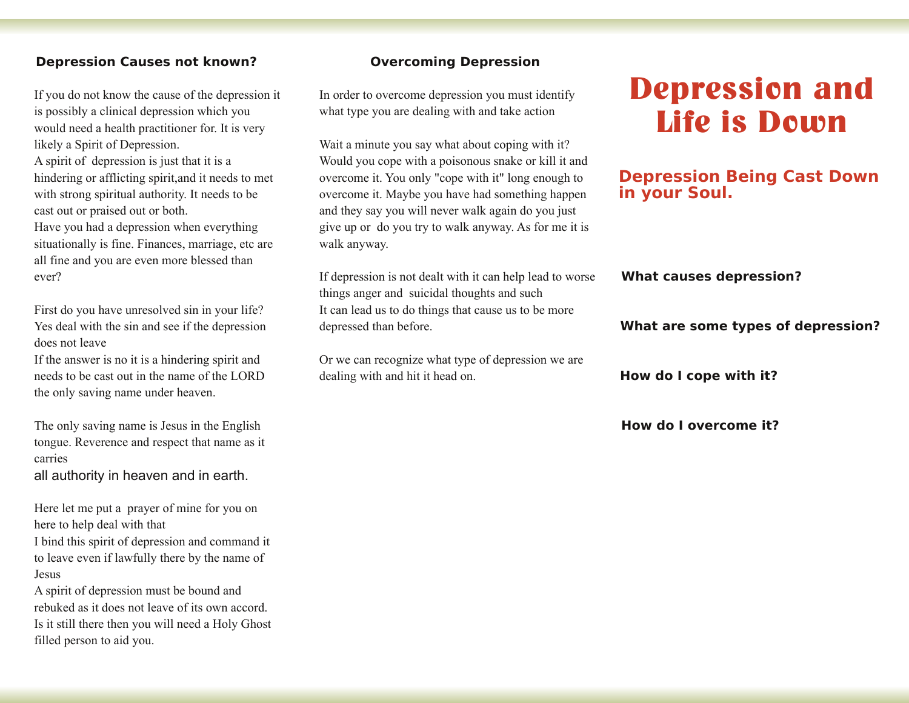## Depression Causes not known?

If you do not know the cause of the depression it is possibly a clinical depression which you would need a health practitioner for. It is very likely a Spirit of Depression.
A spirit of  depression is just that it is a hindering or afflicting spirit,and it needs to met with strong spiritual authority. It needs to be cast out or praised out or both.
Have you had a depression when everything situationally is fine. Finances, marriage, etc are all fine and you are even more blessed than ever?

First do you have unresolved sin in your life? Yes deal with the sin and see if the depression does not leave
If the answer is no it is a hindering spirit and needs to be cast out in the name of the LORD the only saving name under heaven.

The only saving name is Jesus in the English tongue. Reverence and respect that name as it carries
all authority in heaven and in earth.

Here let me put a  prayer of mine for you on here to help deal with that
I bind this spirit of depression and command it to leave even if lawfully there by the name of Jesus
A spirit of depression must be bound and rebuked as it does not leave of its own accord. Is it still there then you will need a Holy Ghost filled person to aid you.

## Overcoming Depression

In order to overcome depression you must identify what type you are dealing with and take action

Wait a minute you say what about coping with it? Would you cope with a poisonous snake or kill it and overcome it. You only "cope with it" long enough to overcome it. Maybe you have had something happen and they say you will never walk again do you just give up or  do you try to walk anyway. As for me it is walk anyway.

If depression is not dealt with it can help lead to worse things anger and  suicidal thoughts and such
It can lead us to do things that cause us to be more depressed than before.

Or we can recognize what type of depression we are dealing with and hit it head on.

# Depression and Life is Down

## Depression Being Cast Down in your Soul.

**What causes depression?**

**What are some types of depression?**

**How do I cope with it?**

**How do I overcome it?**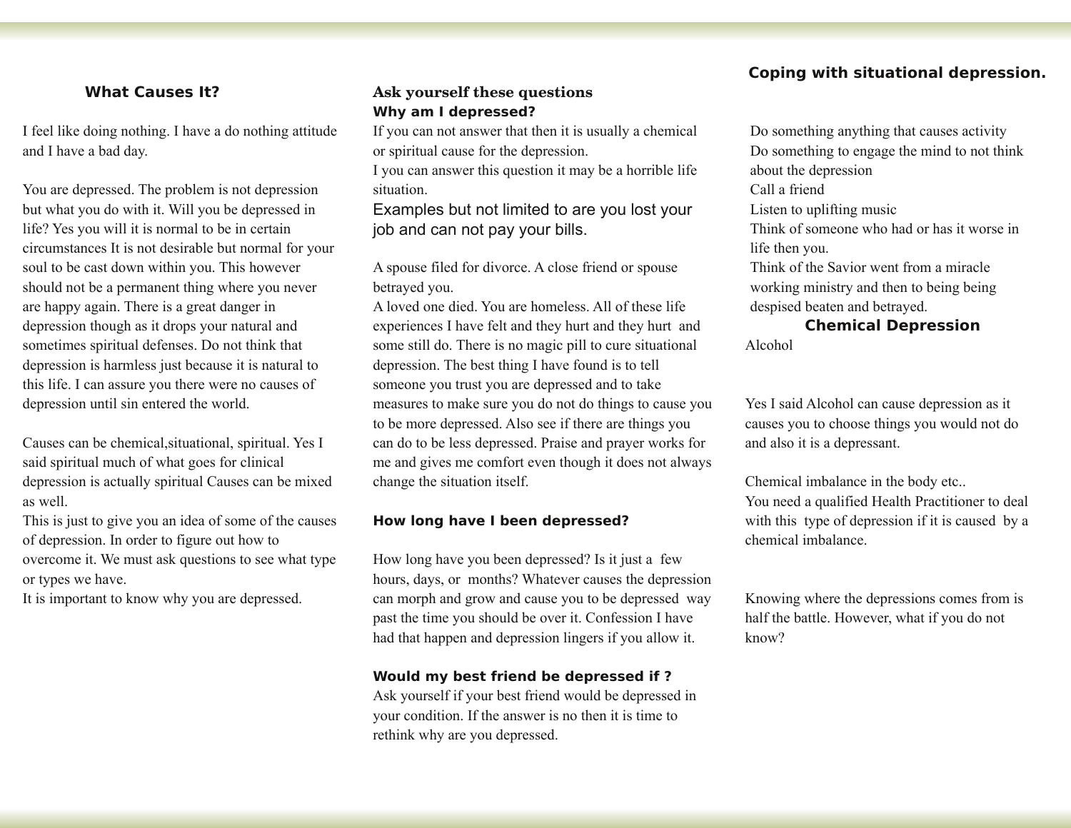## What Causes It?

I feel like doing nothing. I have a do nothing attitude and I have a bad day.

You are depressed. The problem is not depression but what you do with it. Will you be depressed in life? Yes you will it is normal to be in certain circumstances It is not desirable but normal for your soul to be cast down within you. This however should not be a permanent thing where you never are happy again. There is a great danger in depression though as it drops your natural and sometimes spiritual defenses. Do not think that depression is harmless just because it is natural to this life. I can assure you there were no causes of depression until sin entered the world.

Causes can be chemical,situational, spiritual. Yes I said spiritual much of what goes for clinical depression is actually spiritual Causes can be mixed as well.

This is just to give you an idea of some of the causes of depression. In order to figure out how to overcome it. We must ask questions to see what type or types we have.

It is important to know why you are depressed.

## Ask yourself these questions

### Why am I depressed?

If you can not answer that then it is usually a chemical or spiritual cause for the depression.

I you can answer this question it may be a horrible life situation.

Examples but not limited to are you lost your job and can not pay your bills.

A spouse filed for divorce. A close friend or spouse betrayed you.

A loved one died. You are homeless. All of these life experiences I have felt and they hurt and they hurt  and some still do. There is no magic pill to cure situational depression. The best thing I have found is to tell someone you trust you are depressed and to take measures to make sure you do not do things to cause you to be more depressed. Also see if there are things you can do to be less depressed. Praise and prayer works for me and gives me comfort even though it does not always change the situation itself.

### How long have I been depressed?

How long have you been depressed? Is it just a  few hours, days, or  months? Whatever causes the depression can morph and grow and cause you to be depressed  way past the time you should be over it. Confession I have had that happen and depression lingers if you allow it.

### Would my best friend be depressed if ?

Ask yourself if your best friend would be depressed in your condition. If the answer is no then it is time to rethink why are you depressed.

## Coping with situational depression.

Do something anything that causes activity
Do something to engage the mind to not think about the depression
Call a friend
Listen to uplifting music
Think of someone who had or has it worse in life then you.
Think of the Savior went from a miracle working ministry and then to being being despised beaten and betrayed.

## Chemical Depression

Alcohol

Yes I said Alcohol can cause depression as it causes you to choose things you would not do and also it is a depressant.

Chemical imbalance in the body etc..
You need a qualified Health Practitioner to deal with this  type of depression if it is caused  by a chemical imbalance.

Knowing where the depressions comes from is half the battle. However, what if you do not know?